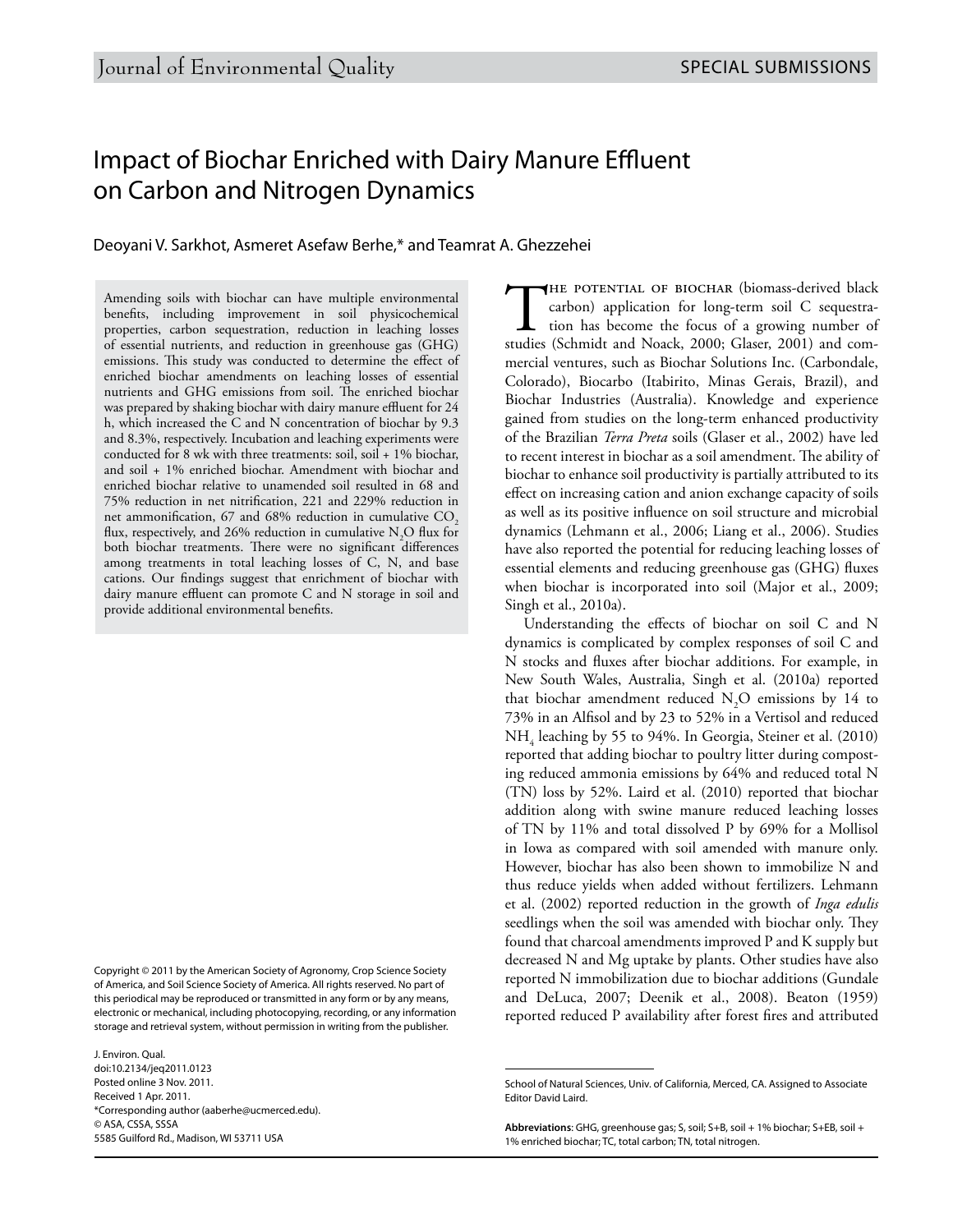# Impact of Biochar Enriched with Dairy Manure Effluent on Carbon and Nitrogen Dynamics

Deoyani V. Sarkhot, Asmeret Asefaw Berhe,* and Teamrat A. Ghezzehei

Amending soils with biochar can have multiple environmental benefits, including improvement in soil physicochemical properties, carbon sequestration, reduction in leaching losses of essential nutrients, and reduction in greenhouse gas (GHG) emissions. This study was conducted to determine the effect of enriched biochar amendments on leaching losses of essential nutrients and GHG emissions from soil. The enriched biochar was prepared by shaking biochar with dairy manure effluent for 24 h, which increased the C and N concentration of biochar by 9.3 and 8.3%, respectively. Incubation and leaching experiments were conducted for 8 wk with three treatments: soil, soil + 1% biochar, and soil + 1% enriched biochar. Amendment with biochar and enriched biochar relative to unamended soil resulted in 68 and 75% reduction in net nitrification, 221 and 229% reduction in net ammonification, 67 and 68% reduction in cumulative $CO_2$ flux, respectively, and 26% reduction in cumulative $N_2O$ flux for both biochar treatments. There were no significant differences among treatments in total leaching losses of C, N, and base cations. Our findings suggest that enrichment of biochar with dairy manure effluent can promote C and N storage in soil and provide additional environmental benefits.

The potential of biochar (biomass-derived black carbon) application for long-term soil C sequestration has become the focus of a growing number of studies (Schmidt and Noack, 2000; Glaser, 2001) and commercial ventures, such as Biochar Solutions Inc. (Carbondale, Colorado), Biocarbo (Itabirito, Minas Gerais, Brazil), and Biochar Industries (Australia). Knowledge and experience gained from studies on the long-term enhanced productivity of the Brazilian *Terra Preta* soils (Glaser et al., 2002) have led to recent interest in biochar as a soil amendment. The ability of biochar to enhance soil productivity is partially attributed to its effect on increasing cation and anion exchange capacity of soils as well as its positive influence on soil structure and microbial dynamics (Lehmann et al., 2006; Liang et al., 2006). Studies have also reported the potential for reducing leaching losses of essential elements and reducing greenhouse gas (GHG) fluxes when biochar is incorporated into soil (Major et al., 2009; Singh et al., 2010a).

Understanding the effects of biochar on soil C and N dynamics is complicated by complex responses of soil C and N stocks and fluxes after biochar additions. For example, in New South Wales, Australia, Singh et al. (2010a) reported that biochar amendment reduced $N_2O$ emissions by 14 to 73% in an Alfisol and by 23 to 52% in a Vertisol and reduced $NH_4$ leaching by 55 to 94%. In Georgia, Steiner et al. (2010) reported that adding biochar to poultry litter during composting reduced ammonia emissions by 64% and reduced total N (TN) loss by 52%. Laird et al. (2010) reported that biochar addition along with swine manure reduced leaching losses of TN by 11% and total dissolved P by 69% for a Mollisol in Iowa as compared with soil amended with manure only. However, biochar has also been shown to immobilize N and thus reduce yields when added without fertilizers. Lehmann et al. (2002) reported reduction in the growth of *Inga edulis* seedlings when the soil was amended with biochar only. They found that charcoal amendments improved P and K supply but decreased N and Mg uptake by plants. Other studies have also reported N immobilization due to biochar additions (Gundale and DeLuca, 2007; Deenik et al., 2008). Beaton (1959) reported reduced P availability after forest fires and attributed

Copyright © 2011 by the American Society of Agronomy, Crop Science Society of America, and Soil Science Society of America. All rights reserved. No part of this periodical may be reproduced or transmitted in any form or by any means, electronic or mechanical, including photocopying, recording, or any information storage and retrieval system, without permission in writing from the publisher.

J. Environ. Qual.
doi:10.2134/jeq2011.0123
Posted online 3 Nov. 2011.
Received 1 Apr. 2011.
*Corresponding author (aaberhe@ucmerced.edu).
© ASA, CSSA, SSSA
5585 Guilford Rd., Madison, WI 53711 USA

School of Natural Sciences, Univ. of California, Merced, CA. Assigned to Associate Editor David Laird.

**Abbreviations**: GHG, greenhouse gas; S, soil; S+B, soil + 1% biochar; S+EB, soil + 1% enriched biochar; TC, total carbon; TN, total nitrogen.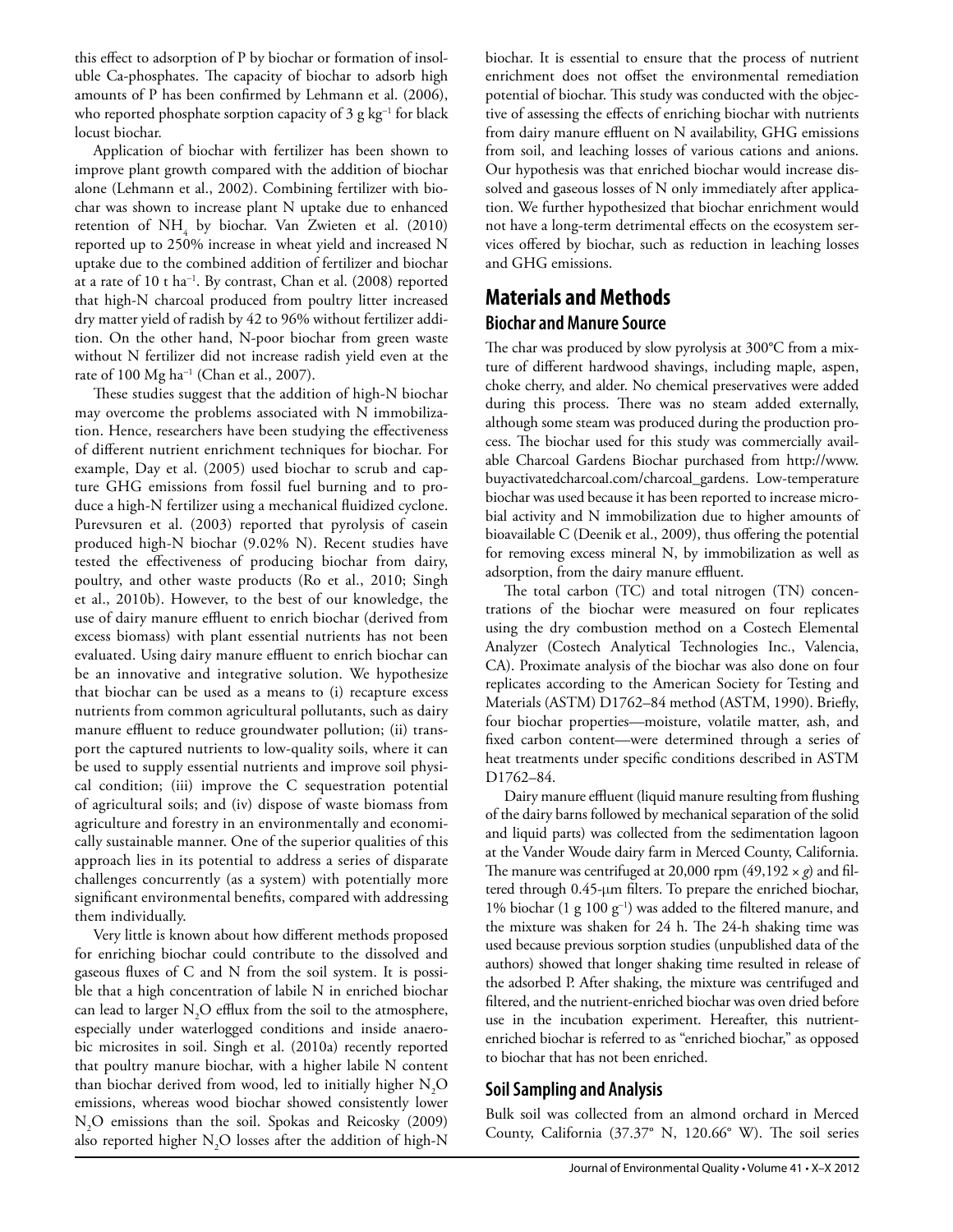this effect to adsorption of P by biochar or formation of insoluble Ca-phosphates. The capacity of biochar to adsorb high amounts of P has been confirmed by Lehmann et al. (2006), who reported phosphate sorption capacity of 3 g $kg^{-1}$ for black locust biochar.

Application of biochar with fertilizer has been shown to improve plant growth compared with the addition of biochar alone (Lehmann et al., 2002). Combining fertilizer with biochar was shown to increase plant N uptake due to enhanced retention of $NH_4$ by biochar. Van Zwieten et al. (2010) reported up to 250% increase in wheat yield and increased N uptake due to the combined addition of fertilizer and biochar at a rate of 10 t $ha^{-1}$. By contrast, Chan et al. (2008) reported that high-N charcoal produced from poultry litter increased dry matter yield of radish by 42 to 96% without fertilizer addition. On the other hand, N-poor biochar from green waste without N fertilizer did not increase radish yield even at the rate of 100 Mg $ha^{-1}$ (Chan et al., 2007).

These studies suggest that the addition of high-N biochar may overcome the problems associated with N immobilization. Hence, researchers have been studying the effectiveness of different nutrient enrichment techniques for biochar. For example, Day et al. (2005) used biochar to scrub and capture GHG emissions from fossil fuel burning and to produce a high-N fertilizer using a mechanical fluidized cyclone. Purevsuren et al. (2003) reported that pyrolysis of casein produced high-N biochar (9.02% N). Recent studies have tested the effectiveness of producing biochar from dairy, poultry, and other waste products (Ro et al., 2010; Singh et al., 2010b). However, to the best of our knowledge, the use of dairy manure effluent to enrich biochar (derived from excess biomass) with plant essential nutrients has not been evaluated. Using dairy manure effluent to enrich biochar can be an innovative and integrative solution. We hypothesize that biochar can be used as a means to (i) recapture excess nutrients from common agricultural pollutants, such as dairy manure effluent to reduce groundwater pollution; (ii) transport the captured nutrients to low-quality soils, where it can be used to supply essential nutrients and improve soil physical condition; (iii) improve the C sequestration potential of agricultural soils; and (iv) dispose of waste biomass from agriculture and forestry in an environmentally and economically sustainable manner. One of the superior qualities of this approach lies in its potential to address a series of disparate challenges concurrently (as a system) with potentially more significant environmental benefits, compared with addressing them individually.

Very little is known about how different methods proposed for enriching biochar could contribute to the dissolved and gaseous fluxes of C and N from the soil system. It is possible that a high concentration of labile N in enriched biochar can lead to larger $N_2O$ efflux from the soil to the atmosphere, especially under waterlogged conditions and inside anaerobic microsites in soil. Singh et al. (2010a) recently reported that poultry manure biochar, with a higher labile N content than biochar derived from wood, led to initially higher $N_2O$ emissions, whereas wood biochar showed consistently lower $N_2O$ emissions than the soil. Spokas and Reicosky (2009) also reported higher $N_2O$ losses after the addition of high-N biochar. It is essential to ensure that the process of nutrient enrichment does not offset the environmental remediation potential of biochar. This study was conducted with the objective of assessing the effects of enriching biochar with nutrients from dairy manure effluent on N availability, GHG emissions from soil, and leaching losses of various cations and anions. Our hypothesis was that enriched biochar would increase dissolved and gaseous losses of N only immediately after application. We further hypothesized that biochar enrichment would not have a long-term detrimental effects on the ecosystem services offered by biochar, such as reduction in leaching losses and GHG emissions.

## Materials and Methods

### Biochar and Manure Source

The char was produced by slow pyrolysis at 300°C from a mixture of different hardwood shavings, including maple, aspen, choke cherry, and alder. No chemical preservatives were added during this process. There was no steam added externally, although some steam was produced during the production process. The biochar used for this study was commercially available Charcoal Gardens Biochar purchased from http://www.buyactivatedcharcoal.com/charcoal_gardens. Low-temperature biochar was used because it has been reported to increase microbial activity and N immobilization due to higher amounts of bioavailable C (Deenik et al., 2009), thus offering the potential for removing excess mineral N, by immobilization as well as adsorption, from the dairy manure effluent.

The total carbon (TC) and total nitrogen (TN) concentrations of the biochar were measured on four replicates using the dry combustion method on a Costech Elemental Analyzer (Costech Analytical Technologies Inc., Valencia, CA). Proximate analysis of the biochar was also done on four replicates according to the American Society for Testing and Materials (ASTM) D1762–84 method (ASTM, 1990). Briefly, four biochar properties—moisture, volatile matter, ash, and fixed carbon content—were determined through a series of heat treatments under specific conditions described in ASTM D1762–84.

Dairy manure effluent (liquid manure resulting from flushing of the dairy barns followed by mechanical separation of the solid and liquid parts) was collected from the sedimentation lagoon at the Vander Woude dairy farm in Merced County, California. The manure was centrifuged at 20,000 rpm (49,192 × *g*) and filtered through 0.45-μm filters. To prepare the enriched biochar, 1% biochar (1 g 100 $g^{-1}$) was added to the filtered manure, and the mixture was shaken for 24 h. The 24-h shaking time was used because previous sorption studies (unpublished data of the authors) showed that longer shaking time resulted in release of the adsorbed P. After shaking, the mixture was centrifuged and filtered, and the nutrient-enriched biochar was oven dried before use in the incubation experiment. Hereafter, this nutrient-enriched biochar is referred to as "enriched biochar," as opposed to biochar that has not been enriched.

### Soil Sampling and Analysis

Bulk soil was collected from an almond orchard in Merced County, California (37.37° N, 120.66° W). The soil series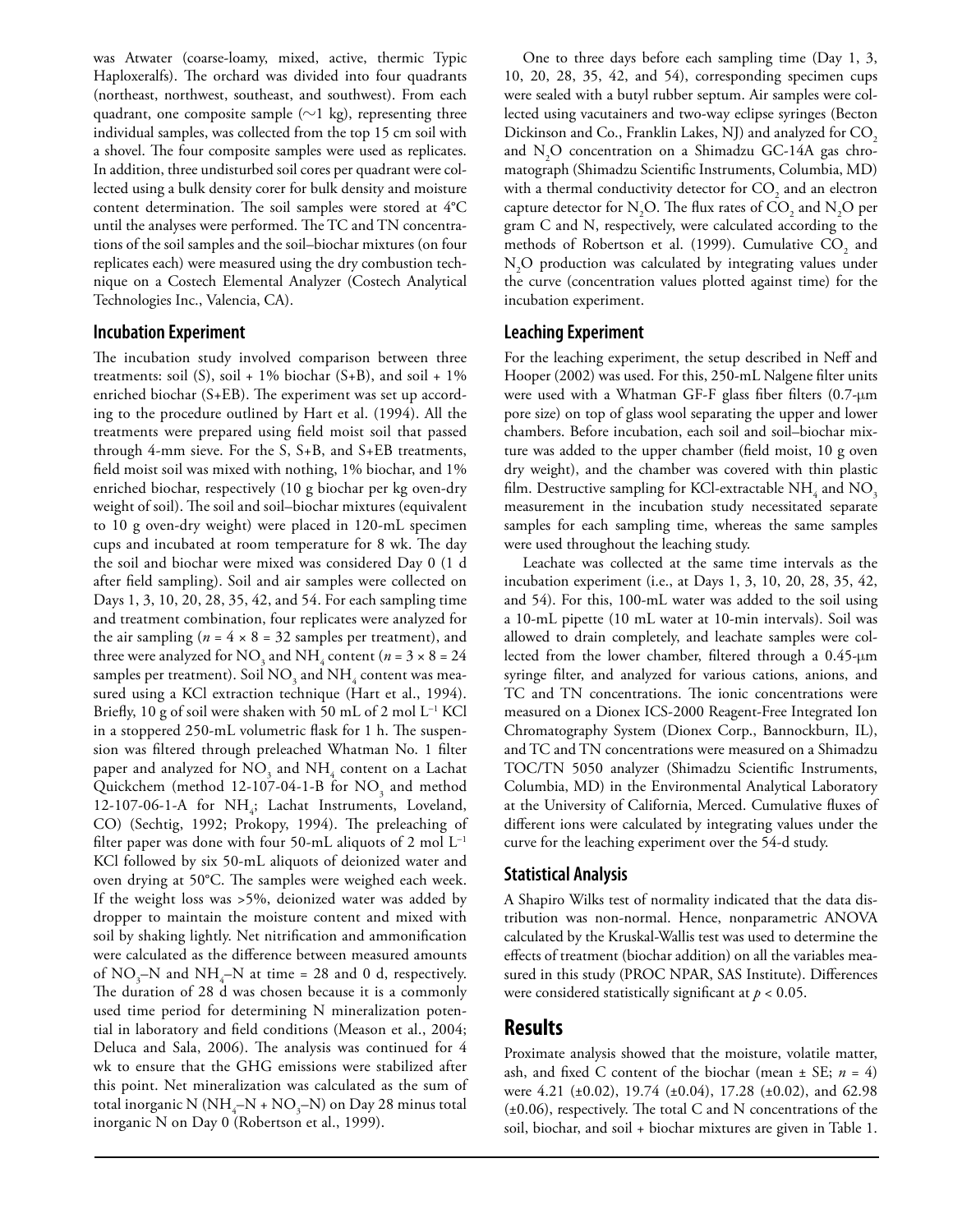was Atwater (coarse-loamy, mixed, active, thermic Typic Haploxeralfs). The orchard was divided into four quadrants (northeast, northwest, southeast, and southwest). From each quadrant, one composite sample (~1 kg), representing three individual samples, was collected from the top 15 cm soil with a shovel. The four composite samples were used as replicates. In addition, three undisturbed soil cores per quadrant were collected using a bulk density corer for bulk density and moisture content determination. The soil samples were stored at 4°C until the analyses were performed. The TC and TN concentrations of the soil samples and the soil–biochar mixtures (on four replicates each) were measured using the dry combustion technique on a Costech Elemental Analyzer (Costech Analytical Technologies Inc., Valencia, CA).

## Incubation Experiment

The incubation study involved comparison between three treatments: soil (S), soil + 1% biochar (S+B), and soil + 1% enriched biochar (S+EB). The experiment was set up according to the procedure outlined by Hart et al. (1994). All the treatments were prepared using field moist soil that passed through 4-mm sieve. For the S, S+B, and S+EB treatments, field moist soil was mixed with nothing, 1% biochar, and 1% enriched biochar, respectively (10 g biochar per kg oven-dry weight of soil). The soil and soil–biochar mixtures (equivalent to 10 g oven-dry weight) were placed in 120-mL specimen cups and incubated at room temperature for 8 wk. The day the soil and biochar were mixed was considered Day 0 (1 d after field sampling). Soil and air samples were collected on Days 1, 3, 10, 20, 28, 35, 42, and 54. For each sampling time and treatment combination, four replicates were analyzed for the air sampling ($n = 4 \times 8 = 32$ samples per treatment), and three were analyzed for $NO_3$ and $NH_4$ content ($n = 3 \times 8 = 24$ samples per treatment). Soil $NO_3$ and $NH_4$ content was measured using a KCl extraction technique (Hart et al., 1994). Briefly, 10 g of soil were shaken with 50 mL of 2 mol $L^{-1}$ KCl in a stoppered 250-mL volumetric flask for 1 h. The suspension was filtered through preleached Whatman No. 1 filter paper and analyzed for $NO_3$ and $NH_4$ content on a Lachat Quickchem (method 12-107-04-1-B for $NO_3$ and method 12-107-06-1-A for $NH_4$; Lachat Instruments, Loveland, CO) (Sechtig, 1992; Prokopy, 1994). The preleaching of filter paper was done with four 50-mL aliquots of 2 mol $L^{-1}$ KCl followed by six 50-mL aliquots of deionized water and oven drying at 50°C. The samples were weighed each week. If the weight loss was >5%, deionized water was added by dropper to maintain the moisture content and mixed with soil by shaking lightly. Net nitrification and ammonification were calculated as the difference between measured amounts of $NO_3$–N and $NH_4$–N at time = 28 and 0 d, respectively. The duration of 28 d was chosen because it is a commonly used time period for determining N mineralization potential in laboratory and field conditions (Meason et al., 2004; Deluca and Sala, 2006). The analysis was continued for 4 wk to ensure that the GHG emissions were stabilized after this point. Net mineralization was calculated as the sum of total inorganic N ($NH_4$–N + $NO_3$–N) on Day 28 minus total inorganic N on Day 0 (Robertson et al., 1999).

One to three days before each sampling time (Day 1, 3, 10, 20, 28, 35, 42, and 54), corresponding specimen cups were sealed with a butyl rubber septum. Air samples were collected using vacutainers and two-way eclipse syringes (Becton Dickinson and Co., Franklin Lakes, NJ) and analyzed for $CO_2$ and $N_2O$ concentration on a Shimadzu GC-14A gas chromatograph (Shimadzu Scientific Instruments, Columbia, MD) with a thermal conductivity detector for $CO_2$ and an electron capture detector for $N_2O$. The flux rates of $CO_2$ and $N_2O$ per gram C and N, respectively, were calculated according to the methods of Robertson et al. (1999). Cumulative $CO_2$ and $N_2O$ production was calculated by integrating values under the curve (concentration values plotted against time) for the incubation experiment.

## Leaching Experiment

For the leaching experiment, the setup described in Neff and Hooper (2002) was used. For this, 250-mL Nalgene filter units were used with a Whatman GF-F glass fiber filters (0.7-μm pore size) on top of glass wool separating the upper and lower chambers. Before incubation, each soil and soil–biochar mixture was added to the upper chamber (field moist, 10 g oven dry weight), and the chamber was covered with thin plastic film. Destructive sampling for KCl-extractable $NH_4$ and $NO_3$ measurement in the incubation study necessitated separate samples for each sampling time, whereas the same samples were used throughout the leaching study.

Leachate was collected at the same time intervals as the incubation experiment (i.e., at Days 1, 3, 10, 20, 28, 35, 42, and 54). For this, 100-mL water was added to the soil using a 10-mL pipette (10 mL water at 10-min intervals). Soil was allowed to drain completely, and leachate samples were collected from the lower chamber, filtered through a 0.45-μm syringe filter, and analyzed for various cations, anions, and TC and TN concentrations. The ionic concentrations were measured on a Dionex ICS-2000 Reagent-Free Integrated Ion Chromatography System (Dionex Corp., Bannockburn, IL), and TC and TN concentrations were measured on a Shimadzu TOC/TN 5050 analyzer (Shimadzu Scientific Instruments, Columbia, MD) in the Environmental Analytical Laboratory at the University of California, Merced. Cumulative fluxes of different ions were calculated by integrating values under the curve for the leaching experiment over the 54-d study.

## Statistical Analysis

A Shapiro Wilks test of normality indicated that the data distribution was non-normal. Hence, nonparametric ANOVA calculated by the Kruskal-Wallis test was used to determine the effects of treatment (biochar addition) on all the variables measured in this study (PROC NPAR, SAS Institute). Differences were considered statistically significant at $p < 0.05$.

# Results

Proximate analysis showed that the moisture, volatile matter, ash, and fixed C content of the biochar (mean ± SE; $n = 4$) were 4.21 (±0.02), 19.74 (±0.04), 17.28 (±0.02), and 62.98 (±0.06), respectively. The total C and N concentrations of the soil, biochar, and soil + biochar mixtures are given in Table 1.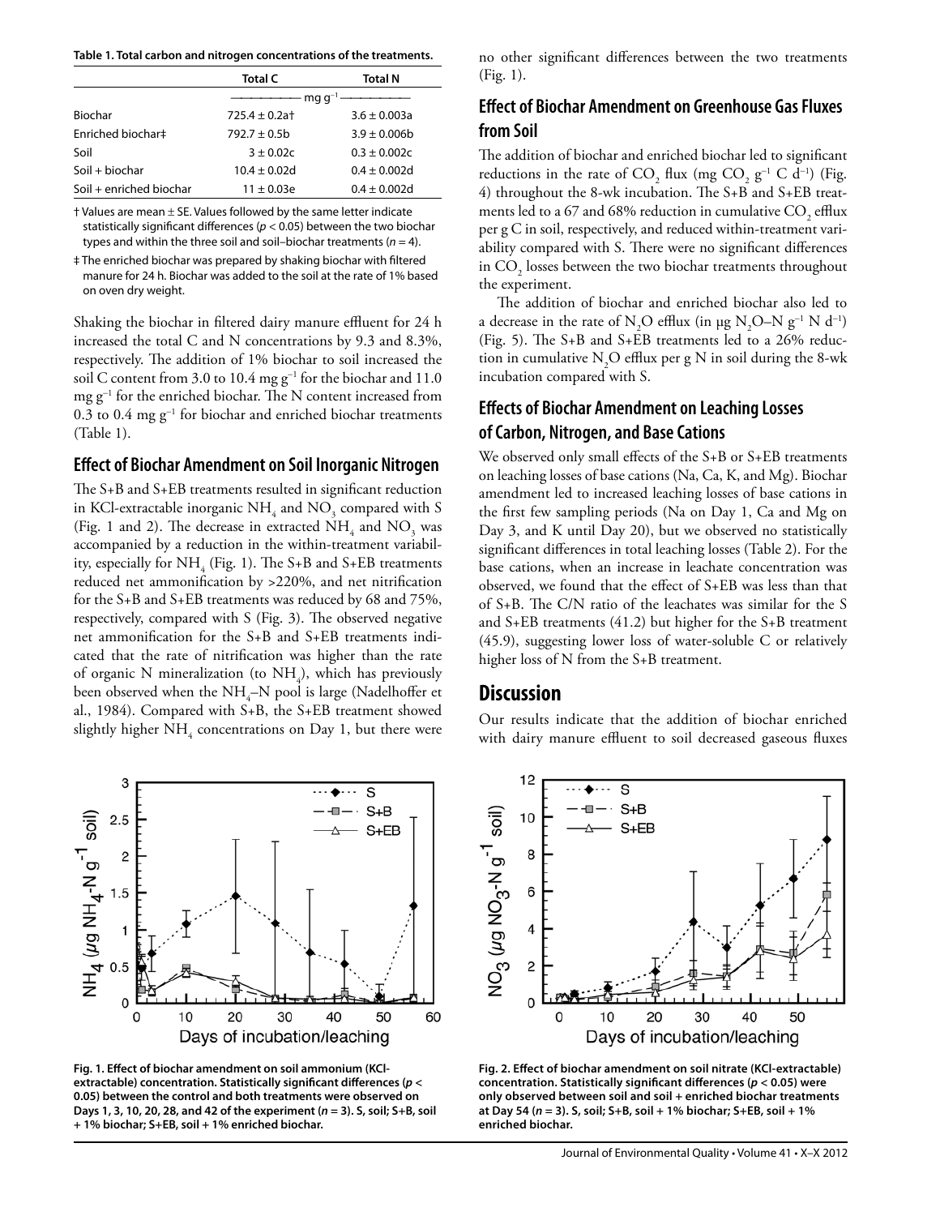**Table 1. Total carbon and nitrogen concentrations of the treatments.**

| | Total C | Total N |
|---|---|---|
| | mg g$^{-1}$ | |
| Biochar | 725.4 ± 0.2a† | 3.6 ± 0.003a |
| Enriched biochar‡ | 792.7 ± 0.5b | 3.9 ± 0.006b |
| Soil | 3 ± 0.02c | 0.3 ± 0.002c |
| Soil + biochar | 10.4 ± 0.02d | 0.4 ± 0.002d |
| Soil + enriched biochar | 11 ± 0.03e | 0.4 ± 0.002d |

† Values are mean ± SE. Values followed by the same letter indicate statistically significant differences ($p < 0.05$) between the two biochar types and within the three soil and soil–biochar treatments ($n = 4$).

‡ The enriched biochar was prepared by shaking biochar with filtered manure for 24 h. Biochar was added to the soil at the rate of 1% based on oven dry weight.

Shaking the biochar in filtered dairy manure effluent for 24 h increased the total C and N concentrations by 9.3 and 8.3%, respectively. The addition of 1% biochar to soil increased the soil C content from 3.0 to 10.4 mg g$^{-1}$ for the biochar and 11.0 mg g$^{-1}$ for the enriched biochar. The N content increased from 0.3 to 0.4 mg g$^{-1}$ for biochar and enriched biochar treatments (Table 1).

## Effect of Biochar Amendment on Soil Inorganic Nitrogen

The S+B and S+EB treatments resulted in significant reduction in KCl-extractable inorganic $NH_4$ and $NO_3$ compared with S (Fig. 1 and 2). The decrease in extracted $NH_4$ and $NO_3$ was accompanied by a reduction in the within-treatment variability, especially for $NH_4$ (Fig. 1). The S+B and S+EB treatments reduced net ammonification by >220%, and net nitrification for the S+B and S+EB treatments was reduced by 68 and 75%, respectively, compared with S (Fig. 3). The observed negative net ammonification for the S+B and S+EB treatments indicated that the rate of nitrification was higher than the rate of organic N mineralization (to $NH_4$), which has previously been observed when the $NH_4$–N pool is large (Nadelhoffer et al., 1984). Compared with S+B, the S+EB treatment showed slightly higher $NH_4$ concentrations on Day 1, but there were no other significant differences between the two treatments (Fig. 1).

**Fig. 1. Effect of biochar amendment on soil ammonium (KCl-extractable) concentration. Statistically significant differences ($p <$ 0.05) between the control and both treatments were observed on Days 1, 3, 10, 20, 28, and 42 of the experiment ($n = 3$). S, soil; S+B, soil + 1% biochar; S+EB, soil + 1% enriched biochar.**

## Effect of Biochar Amendment on Greenhouse Gas Fluxes from Soil

The addition of biochar and enriched biochar led to significant reductions in the rate of $CO_2$ flux (mg $CO_2$ g$^{-1}$ C d$^{-1}$) (Fig. 4) throughout the 8-wk incubation. The S+B and S+EB treatments led to a 67 and 68% reduction in cumulative $CO_2$ efflux per g C in soil, respectively, and reduced within-treatment variability compared with S. There were no significant differences in $CO_2$ losses between the two biochar treatments throughout the experiment.

The addition of biochar and enriched biochar also led to a decrease in the rate of $N_2O$ efflux (in µg $N_2O$–N g$^{-1}$ N d$^{-1}$) (Fig. 5). The S+B and S+EB treatments led to a 26% reduction in cumulative $N_2O$ efflux per g N in soil during the 8-wk incubation compared with S.

## Effects of Biochar Amendment on Leaching Losses of Carbon, Nitrogen, and Base Cations

We observed only small effects of the S+B or S+EB treatments on leaching losses of base cations (Na, Ca, K, and Mg). Biochar amendment led to increased leaching losses of base cations in the first few sampling periods (Na on Day 1, Ca and Mg on Day 3, and K until Day 20), but we observed no statistically significant differences in total leaching losses (Table 2). For the base cations, when an increase in leachate concentration was observed, we found that the effect of S+EB was less than that of S+B. The C/N ratio of the leachates was similar for the S and S+EB treatments (41.2) but higher for the S+B treatment (45.9), suggesting lower loss of water-soluble C or relatively higher loss of N from the S+B treatment.

# Discussion

Our results indicate that the addition of biochar enriched with dairy manure effluent to soil decreased gaseous fluxes

**Fig. 2. Effect of biochar amendment on soil nitrate (KCl-extractable) concentration. Statistically significant differences ($p < 0.05$) were only observed between soil and soil + enriched biochar treatments at Day 54 ($n = 3$). S, soil; S+B, soil + 1% biochar; S+EB, soil + 1% enriched biochar.**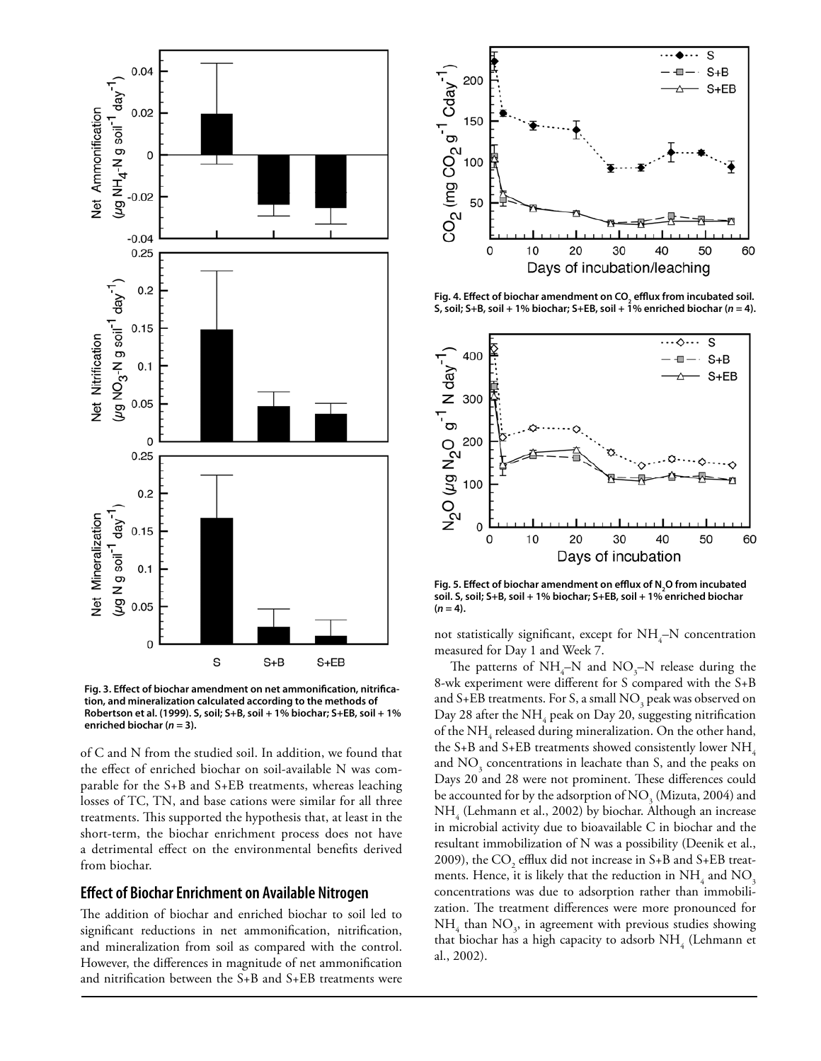Fig. 3. Effect of biochar amendment on net ammonification, nitrification, and mineralization calculated according to the methods of Robertson et al. (1999). S, soil; S+B, soil + 1% biochar; S+EB, soil + 1% enriched biochar (*n* = 3).

Fig. 4. Effect of biochar amendment on $CO_2$ efflux from incubated soil. S, soil; S+B, soil + 1% biochar; S+EB, soil + 1% enriched biochar (*n* = 4).

Fig. 5. Effect of biochar amendment on efflux of $N_2O$ from incubated soil. S, soil; S+B, soil + 1% biochar; S+EB, soil + 1% enriched biochar (*n* = 4).

of C and N from the studied soil. In addition, we found that the effect of enriched biochar on soil-available N was comparable for the S+B and S+EB treatments, whereas leaching losses of TC, TN, and base cations were similar for all three treatments. This supported the hypothesis that, at least in the short-term, the biochar enrichment process does not have a detrimental effect on the environmental benefits derived from biochar.

## Effect of Biochar Enrichment on Available Nitrogen

The addition of biochar and enriched biochar to soil led to significant reductions in net ammonification, nitrification, and mineralization from soil as compared with the control. However, the differences in magnitude of net ammonification and nitrification between the S+B and S+EB treatments were not statistically significant, except for $NH_4$–N concentration measured for Day 1 and Week 7.

The patterns of $NH_4$–N and $NO_3$–N release during the 8-wk experiment were different for S compared with the S+B and S+EB treatments. For S, a small $NO_3$ peak was observed on Day 28 after the $NH_4$ peak on Day 20, suggesting nitrification of the $NH_4$ released during mineralization. On the other hand, the S+B and S+EB treatments showed consistently lower $NH_4$ and $NO_3$ concentrations in leachate than S, and the peaks on Days 20 and 28 were not prominent. These differences could be accounted for by the adsorption of $NO_3$ (Mizuta, 2004) and $NH_4$ (Lehmann et al., 2002) by biochar. Although an increase in microbial activity due to bioavailable C in biochar and the resultant immobilization of N was a possibility (Deenik et al., 2009), the $CO_2$ efflux did not increase in S+B and S+EB treatments. Hence, it is likely that the reduction in $NH_4$ and $NO_3$ concentrations was due to adsorption rather than immobilization. The treatment differences were more pronounced for $NH_4$ than $NO_3$, in agreement with previous studies showing that biochar has a high capacity to adsorb $NH_4$ (Lehmann et al., 2002).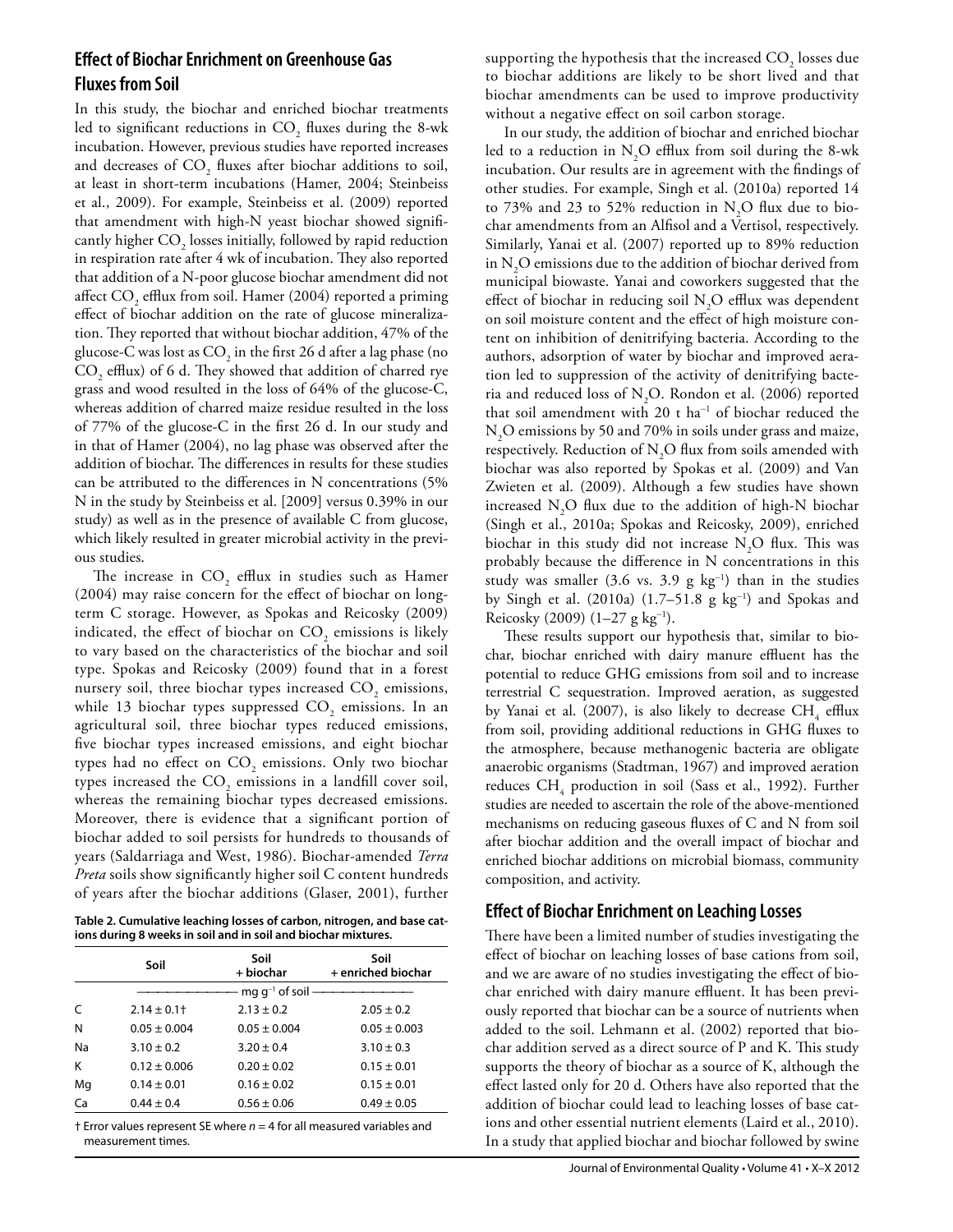## Effect of Biochar Enrichment on Greenhouse Gas Fluxes from Soil

In this study, the biochar and enriched biochar treatments led to significant reductions in $CO_2$ fluxes during the 8-wk incubation. However, previous studies have reported increases and decreases of $CO_2$ fluxes after biochar additions to soil, at least in short-term incubations (Hamer, 2004; Steinbeiss et al., 2009). For example, Steinbeiss et al. (2009) reported that amendment with high-N yeast biochar showed significantly higher $CO_2$ losses initially, followed by rapid reduction in respiration rate after 4 wk of incubation. They also reported that addition of a N-poor glucose biochar amendment did not affect $CO_2$ efflux from soil. Hamer (2004) reported a priming effect of biochar addition on the rate of glucose mineralization. They reported that without biochar addition, 47% of the glucose-C was lost as $CO_2$ in the first 26 d after a lag phase (no $CO_2$ efflux) of 6 d. They showed that addition of charred rye grass and wood resulted in the loss of 64% of the glucose-C, whereas addition of charred maize residue resulted in the loss of 77% of the glucose-C in the first 26 d. In our study and in that of Hamer (2004), no lag phase was observed after the addition of biochar. The differences in results for these studies can be attributed to the differences in N concentrations (5% N in the study by Steinbeiss et al. [2009] versus 0.39% in our study) as well as in the presence of available C from glucose, which likely resulted in greater microbial activity in the previous studies.

The increase in $CO_2$ efflux in studies such as Hamer (2004) may raise concern for the effect of biochar on long-term C storage. However, as Spokas and Reicosky (2009) indicated, the effect of biochar on $CO_2$ emissions is likely to vary based on the characteristics of the biochar and soil type. Spokas and Reicosky (2009) found that in a forest nursery soil, three biochar types increased $CO_2$ emissions, while 13 biochar types suppressed $CO_2$ emissions. In an agricultural soil, three biochar types reduced emissions, five biochar types increased emissions, and eight biochar types had no effect on $CO_2$ emissions. Only two biochar types increased the $CO_2$ emissions in a landfill cover soil, whereas the remaining biochar types decreased emissions. Moreover, there is evidence that a significant portion of biochar added to soil persists for hundreds to thousands of years (Saldarriaga and West, 1986). Biochar-amended *Terra Preta* soils show significantly higher soil C content hundreds of years after the biochar additions (Glaser, 2001), further supporting the hypothesis that the increased $CO_2$ losses due to biochar additions are likely to be short lived and that biochar amendments can be used to improve productivity without a negative effect on soil carbon storage.

In our study, the addition of biochar and enriched biochar led to a reduction in $N_2O$ efflux from soil during the 8-wk incubation. Our results are in agreement with the findings of other studies. For example, Singh et al. (2010a) reported 14 to 73% and 23 to 52% reduction in $N_2O$ flux due to biochar amendments from an Alfisol and a Vertisol, respectively. Similarly, Yanai et al. (2007) reported up to 89% reduction in $N_2O$ emissions due to the addition of biochar derived from municipal biowaste. Yanai and coworkers suggested that the effect of biochar in reducing soil $N_2O$ efflux was dependent on soil moisture content and the effect of high moisture content on inhibition of denitrifying bacteria. According to the authors, adsorption of water by biochar and improved aeration led to suppression of the activity of denitrifying bacteria and reduced loss of $N_2O$. Rondon et al. (2006) reported that soil amendment with 20 t ha$^{-1}$ of biochar reduced the $N_2O$ emissions by 50 and 70% in soils under grass and maize, respectively. Reduction of $N_2O$ flux from soils amended with biochar was also reported by Spokas et al. (2009) and Van Zwieten et al. (2009). Although a few studies have shown increased $N_2O$ flux due to the addition of high-N biochar (Singh et al., 2010a; Spokas and Reicosky, 2009), enriched biochar in this study did not increase $N_2O$ flux. This was probably because the difference in N concentrations in this study was smaller (3.6 vs. 3.9 g kg$^{-1}$) than in the studies by Singh et al. (2010a) (1.7–51.8 g kg$^{-1}$) and Spokas and Reicosky (2009) (1–27 g kg$^{-1}$).

These results support our hypothesis that, similar to biochar, biochar enriched with dairy manure effluent has the potential to reduce GHG emissions from soil and to increase terrestrial C sequestration. Improved aeration, as suggested by Yanai et al. (2007), is also likely to decrease $CH_4$ efflux from soil, providing additional reductions in GHG fluxes to the atmosphere, because methanogenic bacteria are obligate anaerobic organisms (Stadtman, 1967) and improved aeration reduces $CH_4$ production in soil (Sass et al., 1992). Further studies are needed to ascertain the role of the above-mentioned mechanisms on reducing gaseous fluxes of C and N from soil after biochar addition and the overall impact of biochar and enriched biochar additions on microbial biomass, community composition, and activity.

**Table 2. Cumulative leaching losses of carbon, nitrogen, and base cations during 8 weeks in soil and in soil and biochar mixtures.**

| | Soil | Soil + biochar | Soil + enriched biochar |
|---|---|---|---|
| | mg g$^{-1}$ of soil | | |
| C | 2.14 ± 0.1† | 2.13 ± 0.2 | 2.05 ± 0.2 |
| N | 0.05 ± 0.004 | 0.05 ± 0.004 | 0.05 ± 0.003 |
| Na | 3.10 ± 0.2 | 3.20 ± 0.4 | 3.10 ± 0.3 |
| K | 0.12 ± 0.006 | 0.20 ± 0.02 | 0.15 ± 0.01 |
| Mg | 0.14 ± 0.01 | 0.16 ± 0.02 | 0.15 ± 0.01 |
| Ca | 0.44 ± 0.4 | 0.56 ± 0.06 | 0.49 ± 0.05 |

† Error values represent SE where $n = 4$ for all measured variables and measurement times.

## Effect of Biochar Enrichment on Leaching Losses

There have been a limited number of studies investigating the effect of biochar on leaching losses of base cations from soil, and we are aware of no studies investigating the effect of biochar enriched with dairy manure effluent. It has been previously reported that biochar can be a source of nutrients when added to the soil. Lehmann et al. (2002) reported that biochar addition served as a direct source of P and K. This study supports the theory of biochar as a source of K, although the effect lasted only for 20 d. Others have also reported that the addition of biochar could lead to leaching losses of base cations and other essential nutrient elements (Laird et al., 2010). In a study that applied biochar and biochar followed by swine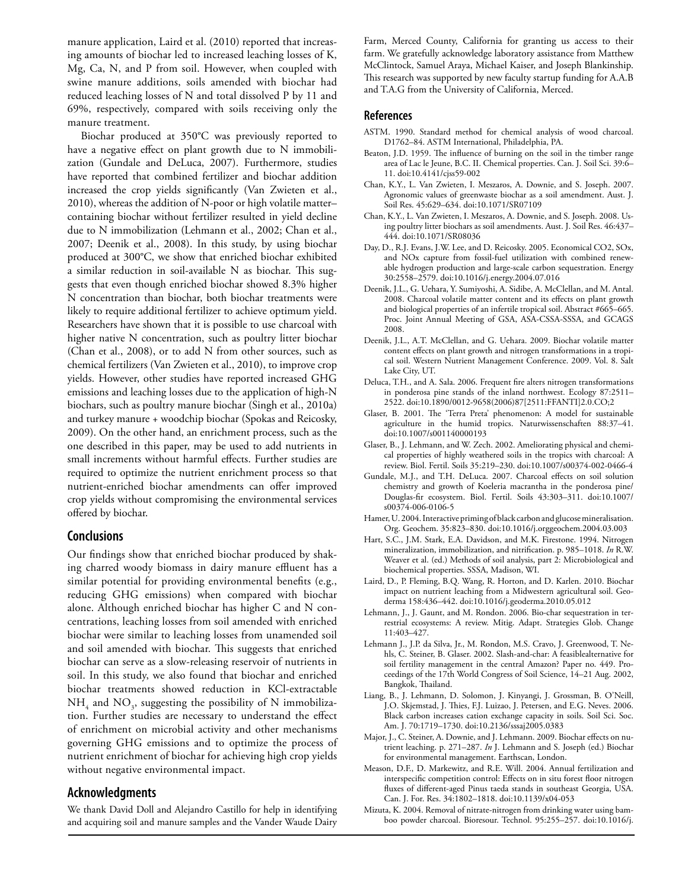manure application, Laird et al. (2010) reported that increasing amounts of biochar led to increased leaching losses of K, Mg, Ca, N, and P from soil. However, when coupled with swine manure additions, soils amended with biochar had reduced leaching losses of N and total dissolved P by 11 and 69%, respectively, compared with soils receiving only the manure treatment.

Biochar produced at 350°C was previously reported to have a negative effect on plant growth due to N immobilization (Gundale and DeLuca, 2007). Furthermore, studies have reported that combined fertilizer and biochar addition increased the crop yields significantly (Van Zwieten et al., 2010), whereas the addition of N-poor or high volatile matter–containing biochar without fertilizer resulted in yield decline due to N immobilization (Lehmann et al., 2002; Chan et al., 2007; Deenik et al., 2008). In this study, by using biochar produced at 300°C, we show that enriched biochar exhibited a similar reduction in soil-available N as biochar. This suggests that even though enriched biochar showed 8.3% higher N concentration than biochar, both biochar treatments were likely to require additional fertilizer to achieve optimum yield. Researchers have shown that it is possible to use charcoal with higher native N concentration, such as poultry litter biochar (Chan et al., 2008), or to add N from other sources, such as chemical fertilizers (Van Zwieten et al., 2010), to improve crop yields. However, other studies have reported increased GHG emissions and leaching losses due to the application of high-N biochars, such as poultry manure biochar (Singh et al., 2010a) and turkey manure + woodchip biochar (Spokas and Reicosky, 2009). On the other hand, an enrichment process, such as the one described in this paper, may be used to add nutrients in small increments without harmful effects. Further studies are required to optimize the nutrient enrichment process so that nutrient-enriched biochar amendments can offer improved crop yields without compromising the environmental services offered by biochar.

## Conclusions

Our findings show that enriched biochar produced by shaking charred woody biomass in dairy manure effluent has a similar potential for providing environmental benefits (e.g., reducing GHG emissions) when compared with biochar alone. Although enriched biochar has higher C and N concentrations, leaching losses from soil amended with enriched biochar were similar to leaching losses from unamended soil and soil amended with biochar. This suggests that enriched biochar can serve as a slow-releasing reservoir of nutrients in soil. In this study, we also found that biochar and enriched biochar treatments showed reduction in KCl-extractable $NH_4$ and $NO_3$, suggesting the possibility of N immobilization. Further studies are necessary to understand the effect of enrichment on microbial activity and other mechanisms governing GHG emissions and to optimize the process of nutrient enrichment of biochar for achieving high crop yields without negative environmental impact.

## Acknowledgments

We thank David Doll and Alejandro Castillo for help in identifying and acquiring soil and manure samples and the Vander Waude Dairy Farm, Merced County, California for granting us access to their farm. We gratefully acknowledge laboratory assistance from Matthew McClintock, Samuel Araya, Michael Kaiser, and Joseph Blankinship. This research was supported by new faculty startup funding for A.A.B and T.A.G from the University of California, Merced.

## References

ASTM. 1990. Standard method for chemical analysis of wood charcoal. D1762–84. ASTM International, Philadelphia, PA.

Beaton, J.D. 1959. The influence of burning on the soil in the timber range area of Lac le Jeune, B.C. II. Chemical properties. Can. J. Soil Sci. 39:6–11. doi:10.4141/cjss59-002

Chan, K.Y., L. Van Zwieten, I. Meszaros, A. Downie, and S. Joseph. 2007. Agronomic values of greenwaste biochar as a soil amendment. Aust. J. Soil Res. 45:629–634. doi:10.1071/SR07109

Chan, K.Y., L. Van Zwieten, I. Meszaros, A. Downie, and S. Joseph. 2008. Using poultry litter biochars as soil amendments. Aust. J. Soil Res. 46:437–444. doi:10.1071/SR08036

Day, D., R.J. Evans, J.W. Lee, and D. Reicosky. 2005. Economical CO2, SOx, and NOx capture from fossil-fuel utilization with combined renewable hydrogen production and large-scale carbon sequestration. Energy 30:2558–2579. doi:10.1016/j.energy.2004.07.016

Deenik, J.L., G. Uehara, Y. Sumiyoshi, A. Sidibe, A. McClellan, and M. Antal. 2008. Charcoal volatile matter content and its effects on plant growth and biological properties of an infertile tropical soil. Abstract #665–665. Proc. Joint Annual Meeting of GSA, ASA-CSSA-SSSA, and GCAGS 2008.

Deenik, J.L., A.T. McClellan, and G. Uehara. 2009. Biochar volatile matter content effects on plant growth and nitrogen transformations in a tropical soil. Western Nutrient Management Conference. 2009. Vol. 8. Salt Lake City, UT.

Deluca, T.H., and A. Sala. 2006. Frequent fire alters nitrogen transformations in ponderosa pine stands of the inland northwest. Ecology 87:2511–2522. doi:10.1890/0012-9658(2006)87[2511:FFANTI]2.0.CO;2

Glaser, B. 2001. The 'Terra Preta' phenomenon: A model for sustainable agriculture in the humid tropics. Naturwissenschaften 88:37–41. doi:10.1007/s001140000193

Glaser, B., J. Lehmann, and W. Zech. 2002. Ameliorating physical and chemical properties of highly weathered soils in the tropics with charcoal: A review. Biol. Fertil. Soils 35:219–230. doi:10.1007/s00374-002-0466-4

Gundale, M.J., and T.H. DeLuca. 2007. Charcoal effects on soil solution chemistry and growth of Koeleria macrantha in the ponderosa pine/Douglas-fir ecosystem. Biol. Fertil. Soils 43:303–311. doi:10.1007/s00374-006-0106-5

Hamer, U. 2004. Interactive priming of black carbon and glucose mineralisation. Org. Geochem. 35:823–830. doi:10.1016/j.orggeochem.2004.03.003

Hart, S.C., J.M. Stark, E.A. Davidson, and M.K. Firestone. 1994. Nitrogen mineralization, immobilization, and nitrification. p. 985–1018. *In* R.W. Weaver et al. (ed.) Methods of soil analysis, part 2: Microbiological and biochemical properties. SSSA, Madison, WI.

Laird, D., P. Fleming, B.Q. Wang, R. Horton, and D. Karlen. 2010. Biochar impact on nutrient leaching from a Midwestern agricultural soil. Geoderma 158:436–442. doi:10.1016/j.geoderma.2010.05.012

Lehmann, J., J. Gaunt, and M. Rondon. 2006. Bio-char sequestration in terrestrial ecosystems: A review. Mitig. Adapt. Strategies Glob. Change 11:403–427.

Lehmann J., J.P. da Silva, Jr., M. Rondon, M.S. Cravo, J. Greenwood, T. Nehls, C. Steiner, B. Glaser. 2002. Slash-and-char: A feasiblealternative for soil fertility management in the central Amazon? Paper no. 449. Proceedings of the 17th World Congress of Soil Science, 14–21 Aug. 2002, Bangkok, Thailand.

Liang, B., J. Lehmann, D. Solomon, J. Kinyangi, J. Grossman, B. O'Neill, J.O. Skjemstad, J. Thies, F.J. Luizao, J. Petersen, and E.G. Neves. 2006. Black carbon increases cation exchange capacity in soils. Soil Sci. Soc. Am. J. 70:1719–1730. doi:10.2136/sssaj2005.0383

Major, J., C. Steiner, A. Downie, and J. Lehmann. 2009. Biochar effects on nutrient leaching. p. 271–287. *In* J. Lehmann and S. Joseph (ed.) Biochar for environmental management. Earthscan, London.

Meason, D.F., D. Markewitz, and R.E. Will. 2004. Annual fertilization and interspecific competition control: Effects on in situ forest floor nitrogen fluxes of different-aged Pinus taeda stands in southeast Georgia, USA. Can. J. For. Res. 34:1802–1818. doi:10.1139/x04-053

Mizuta, K. 2004. Removal of nitrate-nitrogen from drinking water using bamboo powder charcoal. Bioresour. Technol. 95:255–257. doi:10.1016/j.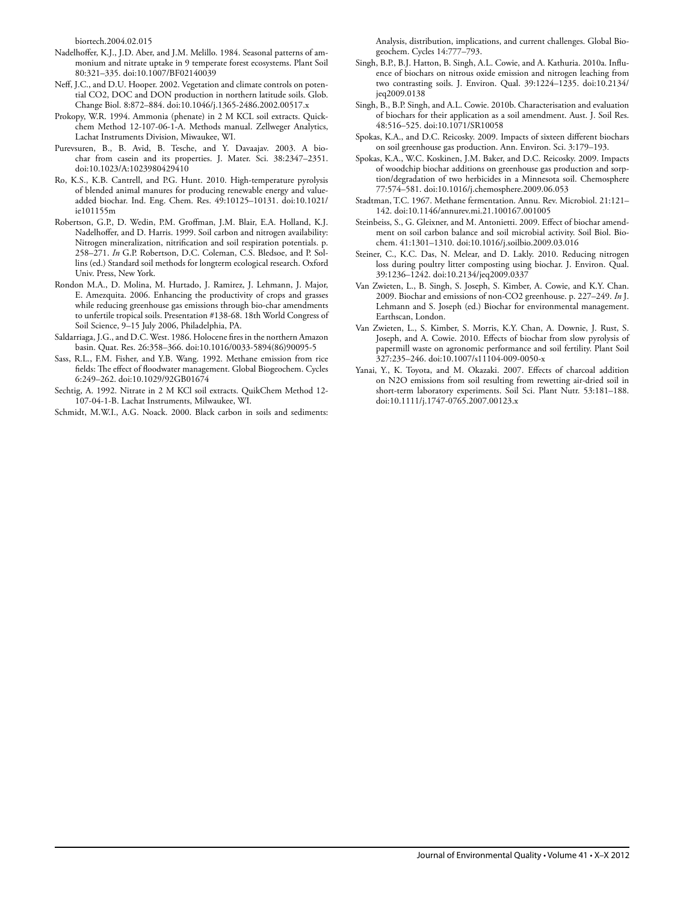biortech.2004.02.015

Nadelhoffer, K.J., J.D. Aber, and J.M. Melillo. 1984. Seasonal patterns of ammonium and nitrate uptake in 9 temperate forest ecosystems. Plant Soil 80:321–335. doi:10.1007/BF02140039

Neff, J.C., and D.U. Hooper. 2002. Vegetation and climate controls on potential CO2, DOC and DON production in northern latitude soils. Glob. Change Biol. 8:872–884. doi:10.1046/j.1365-2486.2002.00517.x

Prokopy, W.R. 1994. Ammonia (phenate) in 2 M KCL soil extracts. Quickchem Method 12-107-06-1-A. Methods manual. Zellweger Analytics, Lachat Instruments Division, Miwaukee, WI.

Purevsuren, B., B. Avid, B. Tesche, and Y. Davaajav. 2003. A biochar from casein and its properties. J. Mater. Sci. 38:2347–2351. doi:10.1023/A:1023980429410

Ro, K.S., K.B. Cantrell, and P.G. Hunt. 2010. High-temperature pyrolysis of blended animal manures for producing renewable energy and value-added biochar. Ind. Eng. Chem. Res. 49:10125–10131. doi:10.1021/ie101155m

Robertson, G.P., D. Wedin, P.M. Groffman, J.M. Blair, E.A. Holland, K.J. Nadelhoffer, and D. Harris. 1999. Soil carbon and nitrogen availability: Nitrogen mineralization, nitrification and soil respiration potentials. p. 258–271. *In* G.P. Robertson, D.C. Coleman, C.S. Bledsoe, and P. Sollins (ed.) Standard soil methods for longterm ecological research. Oxford Univ. Press, New York.

Rondon M.A., D. Molina, M. Hurtado, J. Ramirez, J. Lehmann, J. Major, E. Amezquita. 2006. Enhancing the productivity of crops and grasses while reducing greenhouse gas emissions through bio-char amendments to unfertile tropical soils. Presentation #138-68. 18th World Congress of Soil Science, 9–15 July 2006, Philadelphia, PA.

Saldarriaga, J.G., and D.C. West. 1986. Holocene fires in the northern Amazon basin. Quat. Res. 26:358–366. doi:10.1016/0033-5894(86)90095-5

Sass, R.L., F.M. Fisher, and Y.B. Wang. 1992. Methane emission from rice fields: The effect of floodwater management. Global Biogeochem. Cycles 6:249–262. doi:10.1029/92GB01674

Sechtig, A. 1992. Nitrate in 2 M KCl soil extracts. QuikChem Method 12-107-04-1-B. Lachat Instruments, Milwaukee, WI.

Schmidt, M.W.I., A.G. Noack. 2000. Black carbon in soils and sediments: Analysis, distribution, implications, and current challenges. Global Biogeochem. Cycles 14:777–793.

Singh, B.P., B.J. Hatton, B. Singh, A.L. Cowie, and A. Kathuria. 2010a. Influence of biochars on nitrous oxide emission and nitrogen leaching from two contrasting soils. J. Environ. Qual. 39:1224–1235. doi:10.2134/jeq2009.0138

Singh, B., B.P. Singh, and A.L. Cowie. 2010b. Characterisation and evaluation of biochars for their application as a soil amendment. Aust. J. Soil Res. 48:516–525. doi:10.1071/SR10058

Spokas, K.A., and D.C. Reicosky. 2009. Impacts of sixteen different biochars on soil greenhouse gas production. Ann. Environ. Sci. 3:179–193.

Spokas, K.A., W.C. Koskinen, J.M. Baker, and D.C. Reicosky. 2009. Impacts of woodchip biochar additions on greenhouse gas production and sorption/degradation of two herbicides in a Minnesota soil. Chemosphere 77:574–581. doi:10.1016/j.chemosphere.2009.06.053

Stadtman, T.C. 1967. Methane fermentation. Annu. Rev. Microbiol. 21:121–142. doi:10.1146/annurev.mi.21.100167.001005

Steinbeiss, S., G. Gleixner, and M. Antonietti. 2009. Effect of biochar amendment on soil carbon balance and soil microbial activity. Soil Biol. Biochem. 41:1301–1310. doi:10.1016/j.soilbio.2009.03.016

Steiner, C., K.C. Das, N. Melear, and D. Lakly. 2010. Reducing nitrogen loss during poultry litter composting using biochar. J. Environ. Qual. 39:1236–1242. doi:10.2134/jeq2009.0337

Van Zwieten, L., B. Singh, S. Joseph, S. Kimber, A. Cowie, and K.Y. Chan. 2009. Biochar and emissions of non-CO2 greenhouse. p. 227–249. *In* J. Lehmann and S. Joseph (ed.) Biochar for environmental management. Earthscan, London.

Van Zwieten, L., S. Kimber, S. Morris, K.Y. Chan, A. Downie, J. Rust, S. Joseph, and A. Cowie. 2010. Effects of biochar from slow pyrolysis of papermill waste on agronomic performance and soil fertility. Plant Soil 327:235–246. doi:10.1007/s11104-009-0050-x

Yanai, Y., K. Toyota, and M. Okazaki. 2007. Effects of charcoal addition on N2O emissions from soil resulting from rewetting air-dried soil in short-term laboratory experiments. Soil Sci. Plant Nutr. 53:181–188. doi:10.1111/j.1747-0765.2007.00123.x